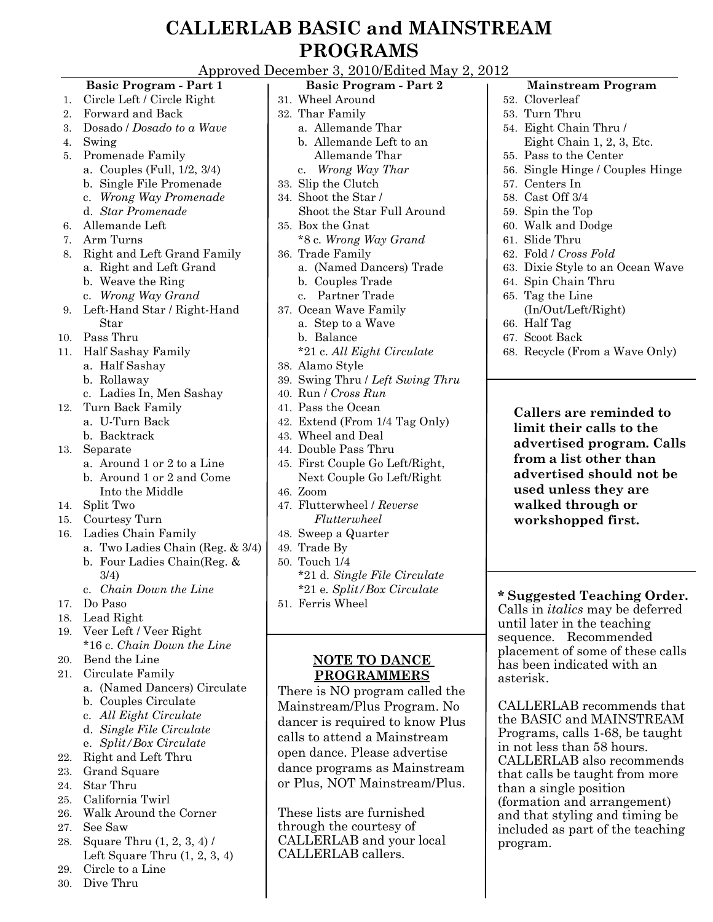# CALLERLAB BASIC and MAINSTREAM PROGRAMS

Approved December 3, 2010/Edited May 2, 2012

### Basic Program - Part 1

1. Circle Left / Circle Right
2. Forward and Back
3. Dosado / *Dosado to a Wave*
4. Swing
5. Promenade Family
   - a. Couples (Full, 1/2, 3/4)
   - b. Single File Promenade
   - c. *Wrong Way Promenade*
   - d. *Star Promenade*
6. Allemande Left
7. Arm Turns
8. Right and Left Grand Family
   - a. Right and Left Grand
   - b. Weave the Ring
   - c. *Wrong Way Grand*
9. Left-Hand Star / Right-Hand Star
10. Pass Thru
11. Half Sashay Family
    - a. Half Sashay
    - b. Rollaway
    - c. Ladies In, Men Sashay
12. Turn Back Family
    - a. U-Turn Back
    - b. Backtrack
13. Separate
    - a. Around 1 or 2 to a Line
    - b. Around 1 or 2 and Come Into the Middle
14. Split Two
15. Courtesy Turn
16. Ladies Chain Family
    - a. Two Ladies Chain (Reg. & 3/4)
    - b. Four Ladies Chain(Reg. & 3/4)
    - c. *Chain Down the Line*
17. Do Paso
18. Lead Right
19. Veer Left / Veer Right
    - *16 c. *Chain Down the Line*
20. Bend the Line
21. Circulate Family
    - a. (Named Dancers) Circulate
    - b. Couples Circulate
    - c. *All Eight Circulate*
    - d. *Single File Circulate*
    - e. *Split/Box Circulate*
22. Right and Left Thru
23. Grand Square
24. Star Thru
25. California Twirl
26. Walk Around the Corner
27. See Saw
28. Square Thru (1, 2, 3, 4) / Left Square Thru (1, 2, 3, 4)
29. Circle to a Line
30. Dive Thru

### Basic Program - Part 2

31. Wheel Around
32. Thar Family
    - a. Allemande Thar
    - b. Allemande Left to an Allemande Thar
    - c. *Wrong Way Thar*
33. Slip the Clutch
34. Shoot the Star / Shoot the Star Full Around
35. Box the Gnat
    - *8 c. *Wrong Way Grand*
36. Trade Family
    - a. (Named Dancers) Trade
    - b. Couples Trade
    - c. Partner Trade
37. Ocean Wave Family
    - a. Step to a Wave
    - b. Balance
    - *21 c. *All Eight Circulate*
38. Alamo Style
39. Swing Thru / *Left Swing Thru*
40. Run / *Cross Run*
41. Pass the Ocean
42. Extend (From 1/4 Tag Only)
43. Wheel and Deal
44. Double Pass Thru
45. First Couple Go Left/Right, Next Couple Go Left/Right
46. Zoom
47. Flutterwheel / *Reverse Flutterwheel*
48. Sweep a Quarter
49. Trade By
50. Touch 1/4
    - *21 d. *Single File Circulate*
    - *21 e. *Split/Box Circulate*
51. Ferris Wheel

**NOTE TO DANCE PROGRAMMERS**

There is NO program called the Mainstream/Plus Program. No dancer is required to know Plus calls to attend a Mainstream open dance. Please advertise dance programs as Mainstream or Plus, NOT Mainstream/Plus.

These lists are furnished through the courtesy of CALLERLAB and your local CALLERLAB callers.

### Mainstream Program

52. Cloverleaf
53. Turn Thru
54. Eight Chain Thru / Eight Chain 1, 2, 3, Etc.
55. Pass to the Center
56. Single Hinge / Couples Hinge
57. Centers In
58. Cast Off 3/4
59. Spin the Top
60. Walk and Dodge
61. Slide Thru
62. Fold / *Cross Fold*
63. Dixie Style to an Ocean Wave
64. Spin Chain Thru
65. Tag the Line (In/Out/Left/Right)
66. Half Tag
67. Scoot Back
68. Recycle (From a Wave Only)

**Callers are reminded to limit their calls to the advertised program. Calls from a list other than advertised should not be used unless they are walked through or workshopped first.**

**\* Suggested Teaching Order.** Calls in *italics* may be deferred until later in the teaching sequence. Recommended placement of some of these calls has been indicated with an asterisk.

CALLERLAB recommends that the BASIC and MAINSTREAM Programs, calls 1-68, be taught in not less than 58 hours. CALLERLAB also recommends that calls be taught from more than a single position (formation and arrangement) and that styling and timing be included as part of the teaching program.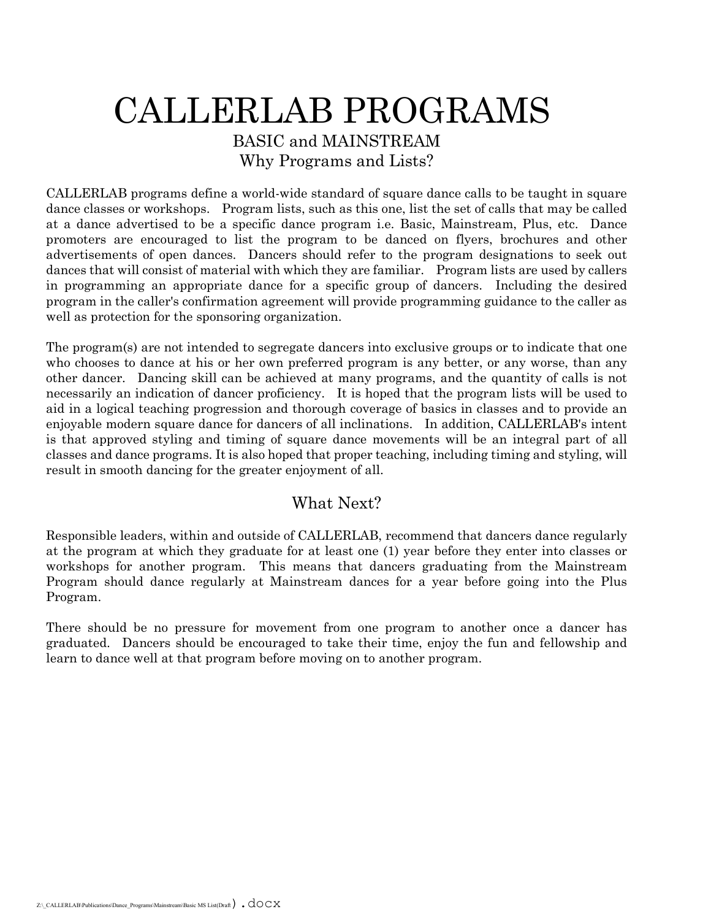# CALLERLAB PROGRAMS

BASIC and MAINSTREAM

## Why Programs and Lists?

CALLERLAB programs define a world-wide standard of square dance calls to be taught in square dance classes or workshops. Program lists, such as this one, list the set of calls that may be called at a dance advertised to be a specific dance program i.e. Basic, Mainstream, Plus, etc. Dance promoters are encouraged to list the program to be danced on flyers, brochures and other advertisements of open dances. Dancers should refer to the program designations to seek out dances that will consist of material with which they are familiar. Program lists are used by callers in programming an appropriate dance for a specific group of dancers. Including the desired program in the caller's confirmation agreement will provide programming guidance to the caller as well as protection for the sponsoring organization.

The program(s) are not intended to segregate dancers into exclusive groups or to indicate that one who chooses to dance at his or her own preferred program is any better, or any worse, than any other dancer. Dancing skill can be achieved at many programs, and the quantity of calls is not necessarily an indication of dancer proficiency. It is hoped that the program lists will be used to aid in a logical teaching progression and thorough coverage of basics in classes and to provide an enjoyable modern square dance for dancers of all inclinations. In addition, CALLERLAB's intent is that approved styling and timing of square dance movements will be an integral part of all classes and dance programs. It is also hoped that proper teaching, including timing and styling, will result in smooth dancing for the greater enjoyment of all.

## What Next?

Responsible leaders, within and outside of CALLERLAB, recommend that dancers dance regularly at the program at which they graduate for at least one (1) year before they enter into classes or workshops for another program. This means that dancers graduating from the Mainstream Program should dance regularly at Mainstream dances for a year before going into the Plus Program.

There should be no pressure for movement from one program to another once a dancer has graduated. Dancers should be encouraged to take their time, enjoy the fun and fellowship and learn to dance well at that program before moving on to another program.